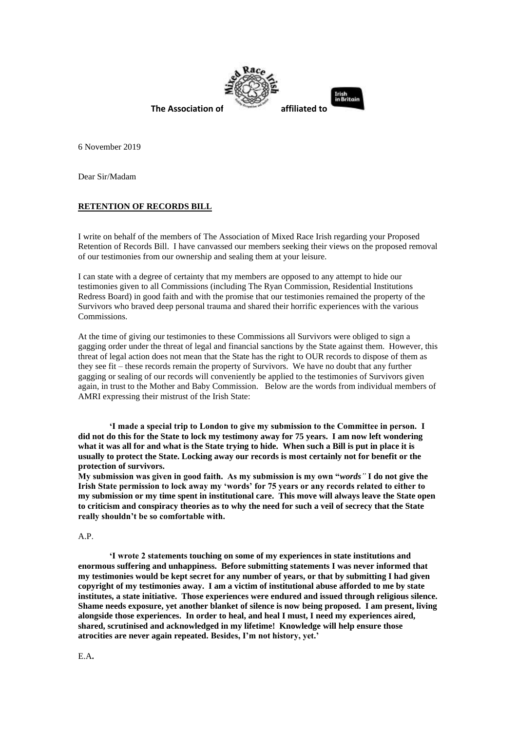**The Association of** **affiliated to**

6 November 2019

Dear Sir/Madam

**RETENTION OF RECORDS BILL**

I write on behalf of the members of The Association of Mixed Race Irish regarding your Proposed Retention of Records Bill. I have canvassed our members seeking their views on the proposed removal of our testimonies from our ownership and sealing them at your leisure.

I can state with a degree of certainty that my members are opposed to any attempt to hide our testimonies given to all Commissions (including The Ryan Commission, Residential Institutions Redress Board) in good faith and with the promise that our testimonies remained the property of the Survivors who braved deep personal trauma and shared their horrific experiences with the various Commissions.

At the time of giving our testimonies to these Commissions all Survivors were obliged to sign a gagging order under the threat of legal and financial sanctions by the State against them. However, this threat of legal action does not mean that the State has the right to OUR records to dispose of them as they see fit – these records remain the property of Survivors. We have no doubt that any further gagging or sealing of our records will conveniently be applied to the testimonies of Survivors given again, in trust to the Mother and Baby Commission. Below are the words from individual members of AMRI expressing their mistrust of the Irish State:

**'I made a special trip to London to give my submission to the Committee in person. I did not do this for the State to lock my testimony away for 75 years. I am now left wondering what it was all for and what is the State trying to hide. When such a Bill is put in place it is usually to protect the State. Locking away our records is most certainly not for benefit or the protection of survivors.**
**My submission was given in good faith. As my submission is my own "*words"* I do not give the Irish State permission to lock away my 'words' for 75 years or any records related to either to my submission or my time spent in institutional care. This move will always leave the State open to criticism and conspiracy theories as to why the need for such a veil of secrecy that the State really shouldn't be so comfortable with.**

A.P.

**'I wrote 2 statements touching on some of my experiences in state institutions and enormous suffering and unhappiness. Before submitting statements I was never informed that my testimonies would be kept secret for any number of years, or that by submitting I had given copyright of my testimonies away. I am a victim of institutional abuse afforded to me by state institutes, a state initiative. Those experiences were endured and issued through religious silence. Shame needs exposure, yet another blanket of silence is now being proposed. I am present, living alongside those experiences. In order to heal, and heal I must, I need my experiences aired, shared, scrutinised and acknowledged in my lifetime! Knowledge will help ensure those atrocities are never again repeated. Besides, I'm not history, yet.'**

E.A.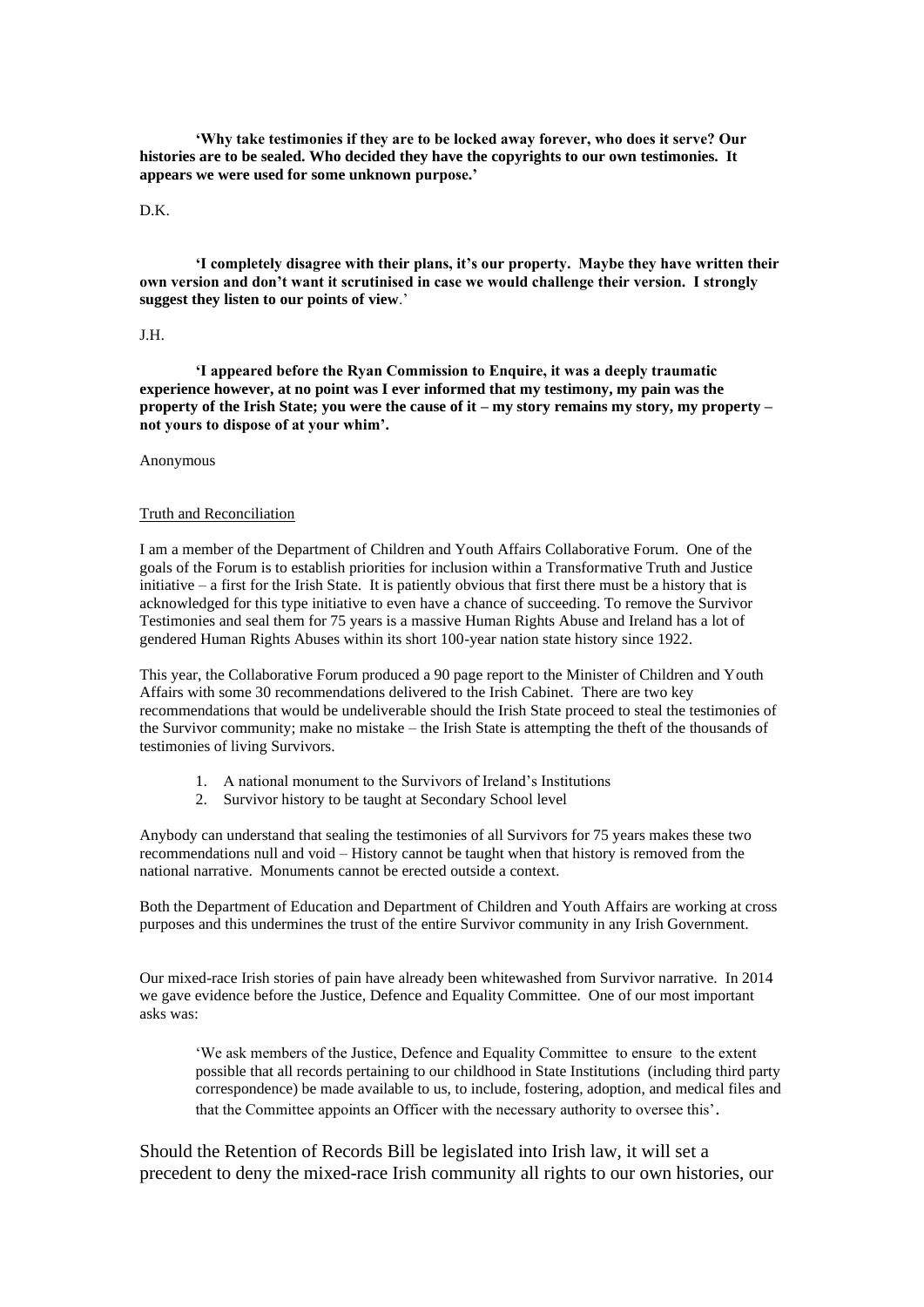**'Why take testimonies if they are to be locked away forever, who does it serve? Our histories are to be sealed. Who decided they have the copyrights to our own testimonies. It appears we were used for some unknown purpose.'**

D.K.

**'I completely disagree with their plans, it's our property. Maybe they have written their own version and don't want it scrutinised in case we would challenge their version. I strongly suggest they listen to our points of view**.'

J.H.

**'I appeared before the Ryan Commission to Enquire, it was a deeply traumatic experience however, at no point was I ever informed that my testimony, my pain was the property of the Irish State; you were the cause of it – my story remains my story, my property – not yours to dispose of at your whim'.**

Anonymous

<u>Truth and Reconciliation</u>

I am a member of the Department of Children and Youth Affairs Collaborative Forum. One of the goals of the Forum is to establish priorities for inclusion within a Transformative Truth and Justice initiative – a first for the Irish State. It is patiently obvious that first there must be a history that is acknowledged for this type initiative to even have a chance of succeeding. To remove the Survivor Testimonies and seal them for 75 years is a massive Human Rights Abuse and Ireland has a lot of gendered Human Rights Abuses within its short 100-year nation state history since 1922.

This year, the Collaborative Forum produced a 90 page report to the Minister of Children and Youth Affairs with some 30 recommendations delivered to the Irish Cabinet. There are two key recommendations that would be undeliverable should the Irish State proceed to steal the testimonies of the Survivor community; make no mistake – the Irish State is attempting the theft of the thousands of testimonies of living Survivors.

1. A national monument to the Survivors of Ireland's Institutions
2. Survivor history to be taught at Secondary School level

Anybody can understand that sealing the testimonies of all Survivors for 75 years makes these two recommendations null and void – History cannot be taught when that history is removed from the national narrative. Monuments cannot be erected outside a context.

Both the Department of Education and Department of Children and Youth Affairs are working at cross purposes and this undermines the trust of the entire Survivor community in any Irish Government.

Our mixed-race Irish stories of pain have already been whitewashed from Survivor narrative. In 2014 we gave evidence before the Justice, Defence and Equality Committee. One of our most important asks was:

> 'We ask members of the Justice, Defence and Equality Committee to ensure to the extent possible that all records pertaining to our childhood in State Institutions (including third party correspondence) be made available to us, to include, fostering, adoption, and medical files and that the Committee appoints an Officer with the necessary authority to oversee this'.

Should the Retention of Records Bill be legislated into Irish law, it will set a precedent to deny the mixed-race Irish community all rights to our own histories, our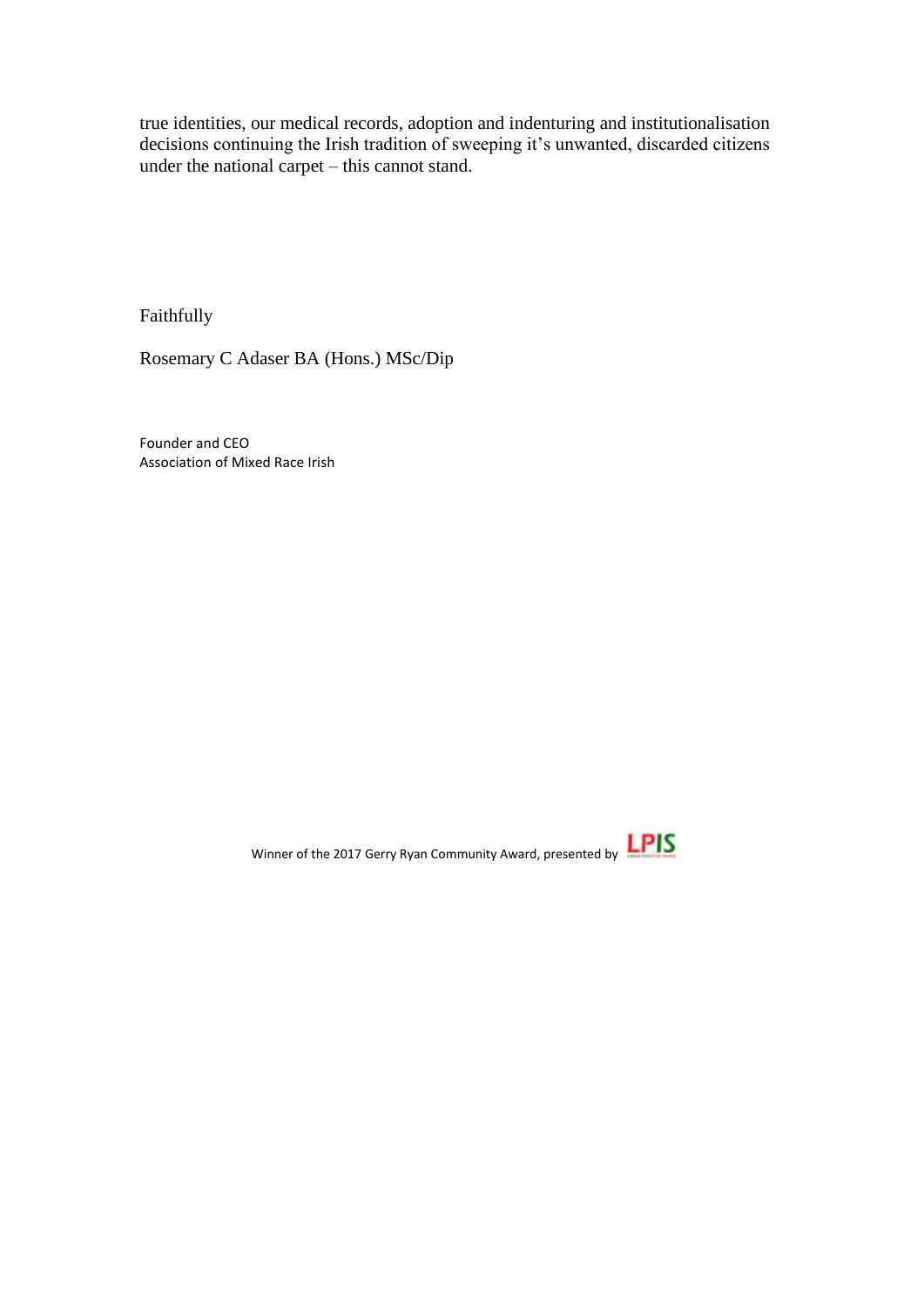true identities, our medical records, adoption and indenturing and institutionalisation decisions continuing the Irish tradition of sweeping it's unwanted, discarded citizens under the national carpet – this cannot stand.

Faithfully

Rosemary C Adaser BA (Hons.) MSc/Dip

Founder and CEO
Association of Mixed Race Irish

Winner of the 2017 Gerry Ryan Community Award, presented by LPIS